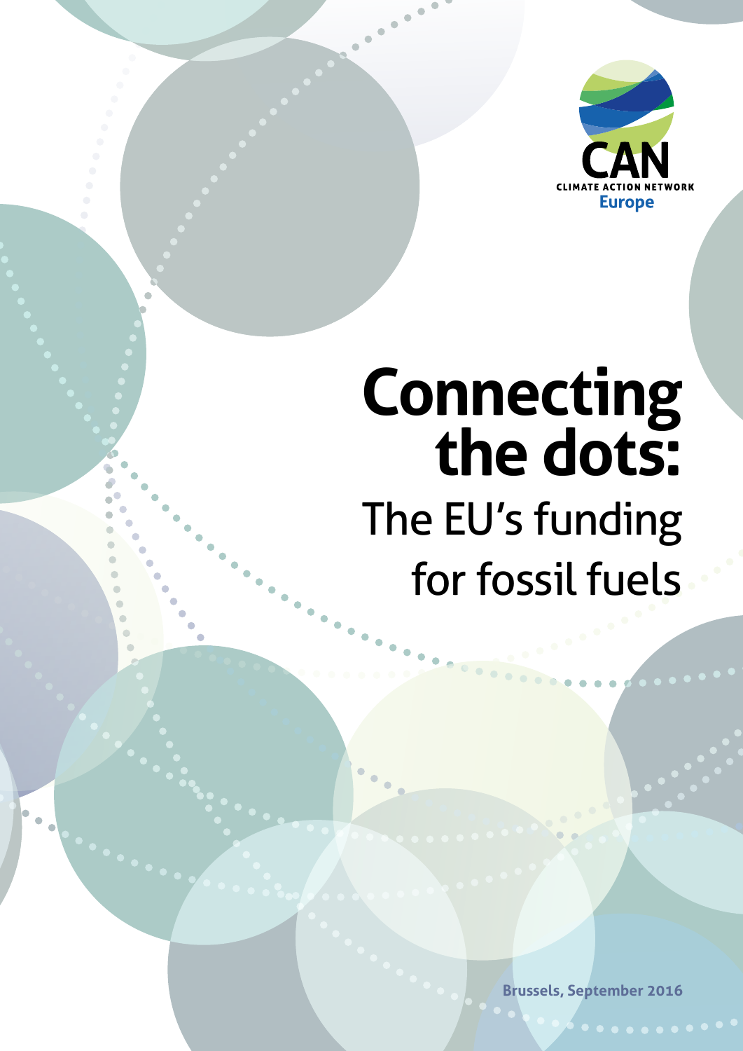CAN
CLIMATE ACTION NETWORK
Europe

# Connecting the dots:

## The EU's funding for fossil fuels

Brussels, September 2016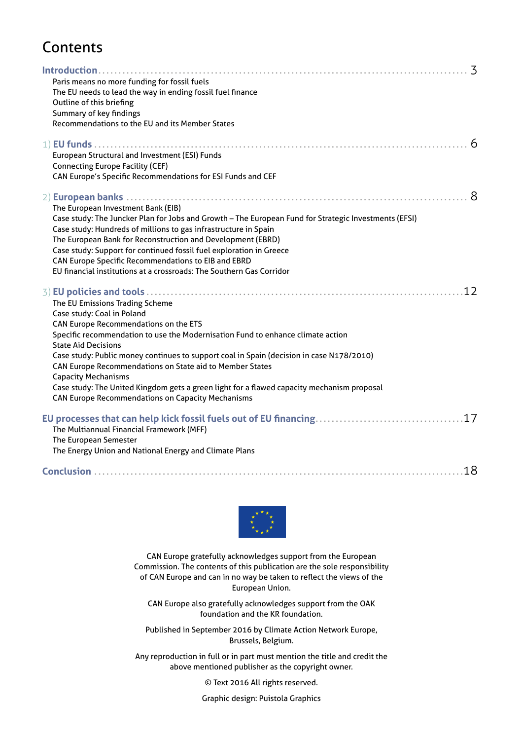# Contents

**Introduction** ..... 3

- Paris means no more funding for fossil fuels
- The EU needs to lead the way in ending fossil fuel finance
- Outline of this briefing
- Summary of key findings
- Recommendations to the EU and its Member States

1) **EU funds** ..... 6

- European Structural and Investment (ESI) Funds
- Connecting Europe Facility (CEF)
- CAN Europe's Specific Recommendations for ESI Funds and CEF

2) **European banks** ..... 8

- The European Investment Bank (EIB)
- Case study: The Juncker Plan for Jobs and Growth – The European Fund for Strategic Investments (EFSI)
- Case study: Hundreds of millions to gas infrastructure in Spain
- The European Bank for Reconstruction and Development (EBRD)
- Case study: Support for continued fossil fuel exploration in Greece
- CAN Europe Specific Recommendations to EIB and EBRD
- EU financial institutions at a crossroads: The Southern Gas Corridor

3) **EU policies and tools** ..... 12

- The EU Emissions Trading Scheme
- Case study: Coal in Poland
- CAN Europe Recommendations on the ETS
- Specific recommendation to use the Modernisation Fund to enhance climate action
- State Aid Decisions
- Case study: Public money continues to support coal in Spain (decision in case N178/2010)
- CAN Europe Recommendations on State aid to Member States
- Capacity Mechanisms
- Case study: The United Kingdom gets a green light for a flawed capacity mechanism proposal
- CAN Europe Recommendations on Capacity Mechanisms

**EU processes that can help kick fossil fuels out of EU financing** ..... 17

- The Multiannual Financial Framework (MFF)
- The European Semester
- The Energy Union and National Energy and Climate Plans

**Conclusion** ..... 18

CAN Europe gratefully acknowledges support from the European Commission. The contents of this publication are the sole responsibility of CAN Europe and can in no way be taken to reflect the views of the European Union.

CAN Europe also gratefully acknowledges support from the OAK foundation and the KR foundation.

Published in September 2016 by Climate Action Network Europe, Brussels, Belgium.

Any reproduction in full or in part must mention the title and credit the above mentioned publisher as the copyright owner.

© Text 2016 All rights reserved.

Graphic design: Puistola Graphics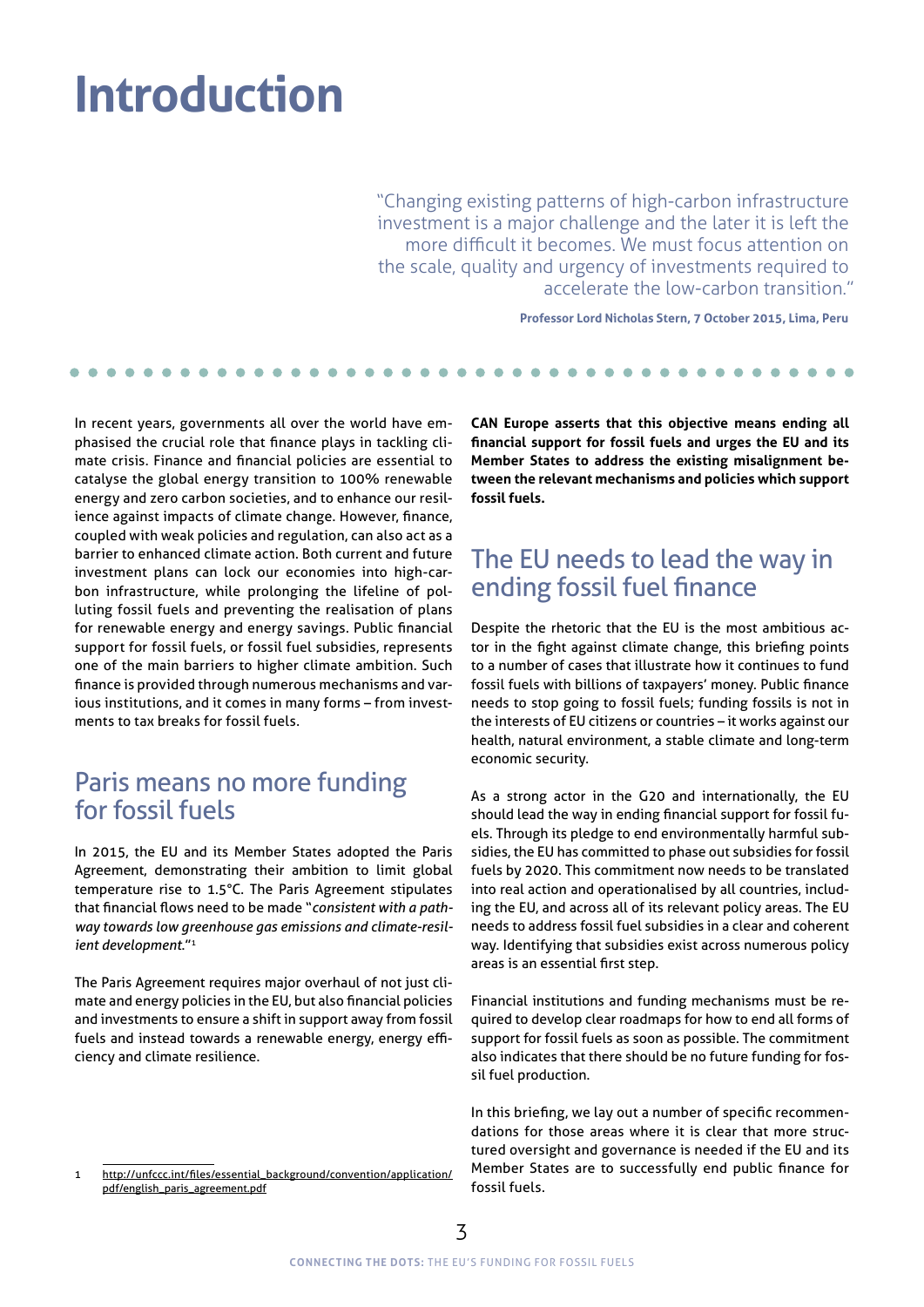# Introduction

> "Changing existing patterns of high-carbon infrastructure investment is a major challenge and the later it is left the more difficult it becomes. We must focus attention on the scale, quality and urgency of investments required to accelerate the low-carbon transition."
>
> **Professor Lord Nicholas Stern, 7 October 2015, Lima, Peru**

In recent years, governments all over the world have emphasised the crucial role that finance plays in tackling climate crisis. Finance and financial policies are essential to catalyse the global energy transition to 100% renewable energy and zero carbon societies, and to enhance our resilience against impacts of climate change. However, finance, coupled with weak policies and regulation, can also act as a barrier to enhanced climate action. Both current and future investment plans can lock our economies into high-carbon infrastructure, while prolonging the lifeline of polluting fossil fuels and preventing the realisation of plans for renewable energy and energy savings. Public financial support for fossil fuels, or fossil fuel subsidies, represents one of the main barriers to higher climate ambition. Such finance is provided through numerous mechanisms and various institutions, and it comes in many forms – from investments to tax breaks for fossil fuels.

## Paris means no more funding for fossil fuels

In 2015, the EU and its Member States adopted the Paris Agreement, demonstrating their ambition to limit global temperature rise to 1.5°C. The Paris Agreement stipulates that financial flows need to be made "*consistent with a pathway towards low greenhouse gas emissions and climate-resilient development.*"[1]

The Paris Agreement requires major overhaul of not just climate and energy policies in the EU, but also financial policies and investments to ensure a shift in support away from fossil fuels and instead towards a renewable energy, energy efficiency and climate resilience.

**CAN Europe asserts that this objective means ending all financial support for fossil fuels and urges the EU and its Member States to address the existing misalignment between the relevant mechanisms and policies which support fossil fuels.**

## The EU needs to lead the way in ending fossil fuel finance

Despite the rhetoric that the EU is the most ambitious actor in the fight against climate change, this briefing points to a number of cases that illustrate how it continues to fund fossil fuels with billions of taxpayers' money. Public finance needs to stop going to fossil fuels; funding fossils is not in the interests of EU citizens or countries – it works against our health, natural environment, a stable climate and long-term economic security.

As a strong actor in the G20 and internationally, the EU should lead the way in ending financial support for fossil fuels. Through its pledge to end environmentally harmful subsidies, the EU has committed to phase out subsidies for fossil fuels by 2020. This commitment now needs to be translated into real action and operationalised by all countries, including the EU, and across all of its relevant policy areas. The EU needs to address fossil fuel subsidies in a clear and coherent way. Identifying that subsidies exist across numerous policy areas is an essential first step.

Financial institutions and funding mechanisms must be required to develop clear roadmaps for how to end all forms of support for fossil fuels as soon as possible. The commitment also indicates that there should be no future funding for fossil fuel production.

In this briefing, we lay out a number of specific recommendations for those areas where it is clear that more structured oversight and governance is needed if the EU and its Member States are to successfully end public finance for fossil fuels.

---

1 http://unfccc.int/files/essential_background/convention/application/pdf/english_paris_agreement.pdf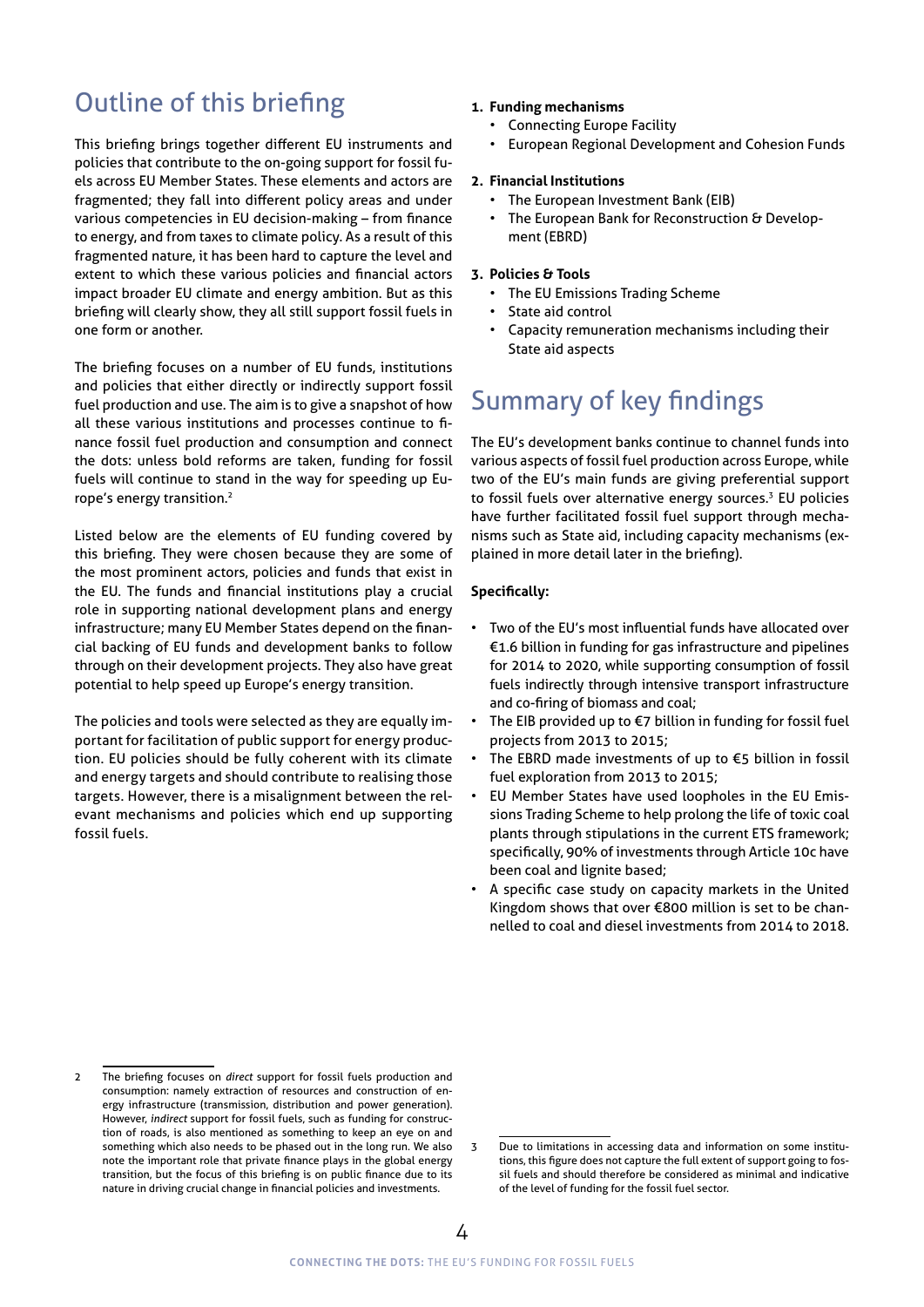## Outline of this briefing

This briefing brings together different EU instruments and policies that contribute to the on-going support for fossil fuels across EU Member States. These elements and actors are fragmented; they fall into different policy areas and under various competencies in EU decision-making – from finance to energy, and from taxes to climate policy. As a result of this fragmented nature, it has been hard to capture the level and extent to which these various policies and financial actors impact broader EU climate and energy ambition. But as this briefing will clearly show, they all still support fossil fuels in one form or another.

The briefing focuses on a number of EU funds, institutions and policies that either directly or indirectly support fossil fuel production and use. The aim is to give a snapshot of how all these various institutions and processes continue to finance fossil fuel production and consumption and connect the dots: unless bold reforms are taken, funding for fossil fuels will continue to stand in the way for speeding up Europe's energy transition.[2]

Listed below are the elements of EU funding covered by this briefing. They were chosen because they are some of the most prominent actors, policies and funds that exist in the EU. The funds and financial institutions play a crucial role in supporting national development plans and energy infrastructure; many EU Member States depend on the financial backing of EU funds and development banks to follow through on their development projects. They also have great potential to help speed up Europe's energy transition.

The policies and tools were selected as they are equally important for facilitation of public support for energy production. EU policies should be fully coherent with its climate and energy targets and should contribute to realising those targets. However, there is a misalignment between the relevant mechanisms and policies which end up supporting fossil fuels.

1. **Funding mechanisms**
   - Connecting Europe Facility
   - European Regional Development and Cohesion Funds
2. **Financial Institutions**
   - The European Investment Bank (EIB)
   - The European Bank for Reconstruction & Development (EBRD)
3. **Policies & Tools**
   - The EU Emissions Trading Scheme
   - State aid control
   - Capacity remuneration mechanisms including their State aid aspects

## Summary of key findings

The EU's development banks continue to channel funds into various aspects of fossil fuel production across Europe, while two of the EU's main funds are giving preferential support to fossil fuels over alternative energy sources.[3] EU policies have further facilitated fossil fuel support through mechanisms such as State aid, including capacity mechanisms (explained in more detail later in the briefing).

**Specifically:**

- Two of the EU's most influential funds have allocated over €1.6 billion in funding for gas infrastructure and pipelines for 2014 to 2020, while supporting consumption of fossil fuels indirectly through intensive transport infrastructure and co-firing of biomass and coal;
- The EIB provided up to €7 billion in funding for fossil fuel projects from 2013 to 2015;
- The EBRD made investments of up to €5 billion in fossil fuel exploration from 2013 to 2015;
- EU Member States have used loopholes in the EU Emissions Trading Scheme to help prolong the life of toxic coal plants through stipulations in the current ETS framework; specifically, 90% of investments through Article 10c have been coal and lignite based;
- A specific case study on capacity markets in the United Kingdom shows that over €800 million is set to be channelled to coal and diesel investments from 2014 to 2018.

---

2 The briefing focuses on *direct* support for fossil fuels production and consumption: namely extraction of resources and construction of energy infrastructure (transmission, distribution and power generation). However, *indirect* support for fossil fuels, such as funding for construction of roads, is also mentioned as something to keep an eye on and something which also needs to be phased out in the long run. We also note the important role that private finance plays in the global energy transition, but the focus of this briefing is on public finance due to its nature in driving crucial change in financial policies and investments.

3 Due to limitations in accessing data and information on some institutions, this figure does not capture the full extent of support going to fossil fuels and should therefore be considered as minimal and indicative of the level of funding for the fossil fuel sector.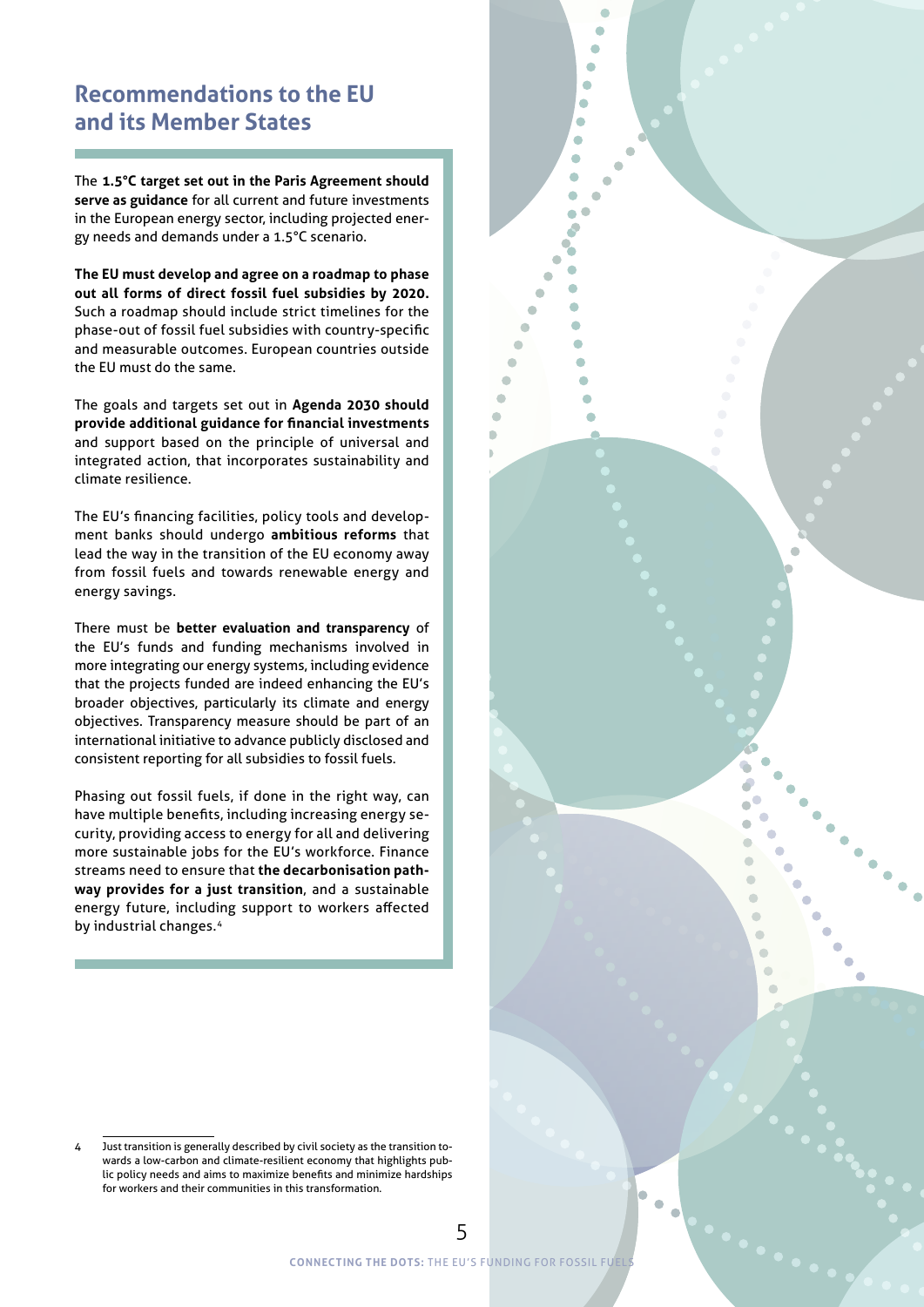## Recommendations to the EU and its Member States

The **1.5°C target set out in the Paris Agreement should serve as guidance** for all current and future investments in the European energy sector, including projected energy needs and demands under a 1.5°C scenario.

**The EU must develop and agree on a roadmap to phase out all forms of direct fossil fuel subsidies by 2020.** Such a roadmap should include strict timelines for the phase-out of fossil fuel subsidies with country-specific and measurable outcomes. European countries outside the EU must do the same.

The goals and targets set out in **Agenda 2030 should provide additional guidance for financial investments** and support based on the principle of universal and integrated action, that incorporates sustainability and climate resilience.

The EU's financing facilities, policy tools and development banks should undergo **ambitious reforms** that lead the way in the transition of the EU economy away from fossil fuels and towards renewable energy and energy savings.

There must be **better evaluation and transparency** of the EU's funds and funding mechanisms involved in more integrating our energy systems, including evidence that the projects funded are indeed enhancing the EU's broader objectives, particularly its climate and energy objectives. Transparency measure should be part of an international initiative to advance publicly disclosed and consistent reporting for all subsidies to fossil fuels.

Phasing out fossil fuels, if done in the right way, can have multiple benefits, including increasing energy security, providing access to energy for all and delivering more sustainable jobs for the EU's workforce. Finance streams need to ensure that **the decarbonisation pathway provides for a just transition**, and a sustainable energy future, including support to workers affected by industrial changes.[4]

4 Just transition is generally described by civil society as the transition towards a low-carbon and climate-resilient economy that highlights public policy needs and aims to maximize benefits and minimize hardships for workers and their communities in this transformation.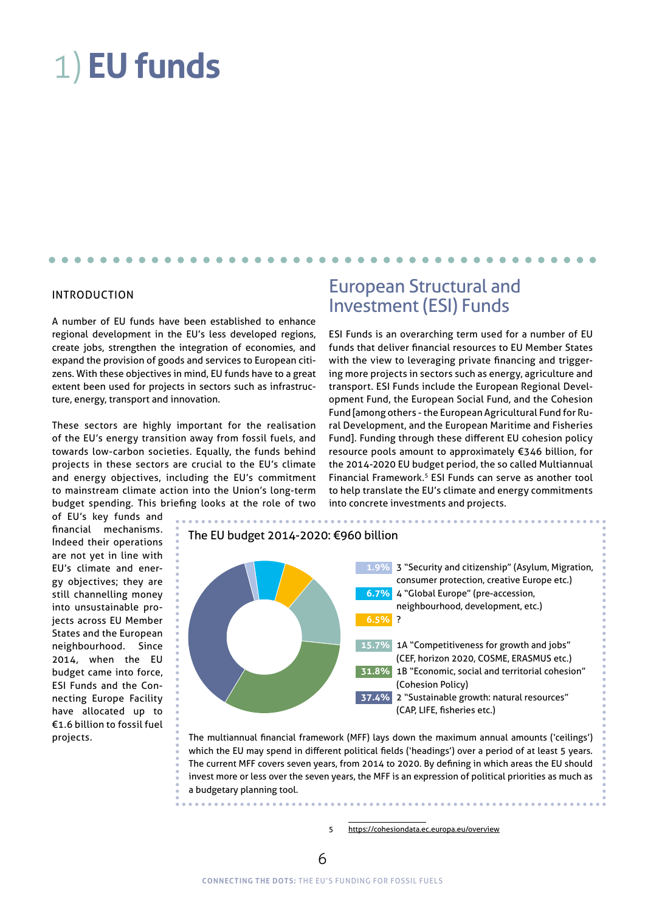# 1) EU funds

## INTRODUCTION

A number of EU funds have been established to enhance regional development in the EU's less developed regions, create jobs, strengthen the integration of economies, and expand the provision of goods and services to European citizens. With these objectives in mind, EU funds have to a great extent been used for projects in sectors such as infrastructure, energy, transport and innovation.

These sectors are highly important for the realisation of the EU's energy transition away from fossil fuels, and towards low-carbon societies. Equally, the funds behind projects in these sectors are crucial to the EU's climate and energy objectives, including the EU's commitment to mainstream climate action into the Union's long-term budget spending. This briefing looks at the role of two of EU's key funds and financial mechanisms. Indeed their operations are not yet in line with EU's climate and energy objectives; they are still channelling money into unsustainable projects across EU Member States and the European neighbourhood. Since 2014, when the EU budget came into force, ESI Funds and the Connecting Europe Facility have allocated up to €1.6 billion to fossil fuel projects.

## European Structural and Investment (ESI) Funds

ESI Funds is an overarching term used for a number of EU funds that deliver financial resources to EU Member States with the view to leveraging private financing and triggering more projects in sectors such as energy, agriculture and transport. ESI Funds include the European Regional Development Fund, the European Social Fund, and the Cohesion Fund [among others - the European Agricultural Fund for Rural Development, and the European Maritime and Fisheries Fund]. Funding through these different EU cohesion policy resource pools amount to approximately €346 billion, for the 2014-2020 EU budget period, the so called Multiannual Financial Framework.[5] ESI Funds can serve as another tool to help translate the EU's climate and energy commitments into concrete investments and projects.

The EU budget 2014-2020: €960 billion

| Share | Heading |
|---|---|
| 1.9% | 3 "Security and citizenship" (Asylum, Migration, consumer protection, creative Europe etc.) |
| 6.7% | 4 "Global Europe" (pre-accession, neighbourhood, development, etc.) |
| 6.5% | ? |
| 15.7% | 1A "Competitiveness for growth and jobs" (CEF, horizon 2020, COSME, ERASMUS etc.) |
| 31.8% | 1B "Economic, social and territorial cohesion" (Cohesion Policy) |
| 37.4% | 2 "Sustainable growth: natural resources" (CAP, LIFE, fisheries etc.) |

The multiannual financial framework (MFF) lays down the maximum annual amounts ('ceilings') which the EU may spend in different political fields ('headings') over a period of at least 5 years. The current MFF covers seven years, from 2014 to 2020. By defining in which areas the EU should invest more or less over the seven years, the MFF is an expression of political priorities as much as a budgetary planning tool.

5 https://cohesiondata.ec.europa.eu/overview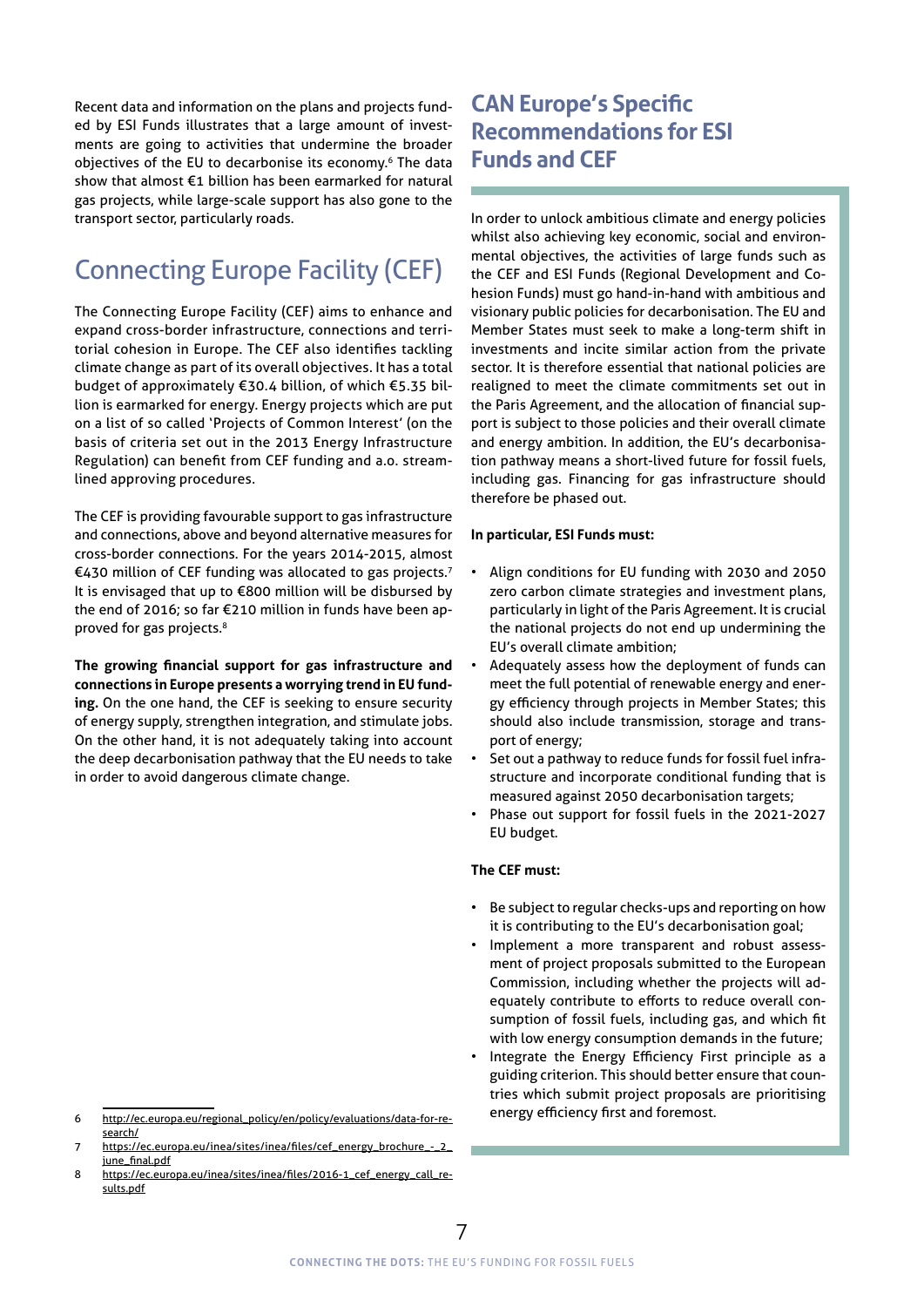Recent data and information on the plans and projects funded by ESI Funds illustrates that a large amount of investments are going to activities that undermine the broader objectives of the EU to decarbonise its economy.[6] The data show that almost €1 billion has been earmarked for natural gas projects, while large-scale support has also gone to the transport sector, particularly roads.

## Connecting Europe Facility (CEF)

The Connecting Europe Facility (CEF) aims to enhance and expand cross-border infrastructure, connections and territorial cohesion in Europe. The CEF also identifies tackling climate change as part of its overall objectives. It has a total budget of approximately €30.4 billion, of which €5.35 billion is earmarked for energy. Energy projects which are put on a list of so called 'Projects of Common Interest' (on the basis of criteria set out in the 2013 Energy Infrastructure Regulation) can benefit from CEF funding and a.o. streamlined approving procedures.

The CEF is providing favourable support to gas infrastructure and connections, above and beyond alternative measures for cross-border connections. For the years 2014-2015, almost €430 million of CEF funding was allocated to gas projects.[7] It is envisaged that up to €800 million will be disbursed by the end of 2016; so far €210 million in funds have been approved for gas projects.[8]

**The growing financial support for gas infrastructure and connections in Europe presents a worrying trend in EU funding.** On the one hand, the CEF is seeking to ensure security of energy supply, strengthen integration, and stimulate jobs. On the other hand, it is not adequately taking into account the deep decarbonisation pathway that the EU needs to take in order to avoid dangerous climate change.

6 http://ec.europa.eu/regional_policy/en/policy/evaluations/data-for-research/

7 https://ec.europa.eu/inea/sites/inea/files/cef_energy_brochure_-_2_june_final.pdf

8 https://ec.europa.eu/inea/sites/inea/files/2016-1_cef_energy_call_results.pdf

## CAN Europe's Specific Recommendations for ESI Funds and CEF

In order to unlock ambitious climate and energy policies whilst also achieving key economic, social and environmental objectives, the activities of large funds such as the CEF and ESI Funds (Regional Development and Cohesion Funds) must go hand-in-hand with ambitious and visionary public policies for decarbonisation. The EU and Member States must seek to make a long-term shift in investments and incite similar action from the private sector. It is therefore essential that national policies are realigned to meet the climate commitments set out in the Paris Agreement, and the allocation of financial support is subject to those policies and their overall climate and energy ambition. In addition, the EU's decarbonisation pathway means a short-lived future for fossil fuels, including gas. Financing for gas infrastructure should therefore be phased out.

**In particular, ESI Funds must:**

- Align conditions for EU funding with 2030 and 2050 zero carbon climate strategies and investment plans, particularly in light of the Paris Agreement. It is crucial the national projects do not end up undermining the EU's overall climate ambition;
- Adequately assess how the deployment of funds can meet the full potential of renewable energy and energy efficiency through projects in Member States; this should also include transmission, storage and transport of energy;
- Set out a pathway to reduce funds for fossil fuel infrastructure and incorporate conditional funding that is measured against 2050 decarbonisation targets;
- Phase out support for fossil fuels in the 2021-2027 EU budget.

**The CEF must:**

- Be subject to regular checks-ups and reporting on how it is contributing to the EU's decarbonisation goal;
- Implement a more transparent and robust assessment of project proposals submitted to the European Commission, including whether the projects will adequately contribute to efforts to reduce overall consumption of fossil fuels, including gas, and which fit with low energy consumption demands in the future;
- Integrate the Energy Efficiency First principle as a guiding criterion. This should better ensure that countries which submit project proposals are prioritising energy efficiency first and foremost.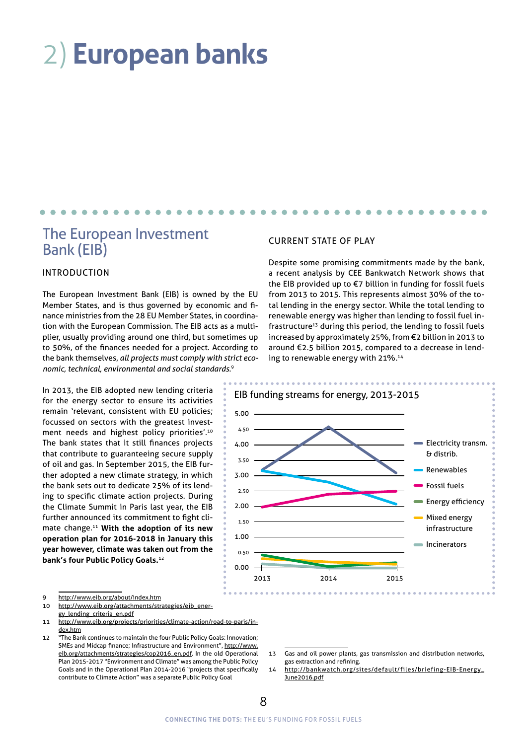# 2) European banks

## The European Investment Bank (EIB)

### INTRODUCTION

The European Investment Bank (EIB) is owned by the EU Member States, and is thus governed by economic and finance ministries from the 28 EU Member States, in coordination with the European Commission. The EIB acts as a multiplier, usually providing around one third, but sometimes up to 50%, of the finances needed for a project. According to the bank themselves, *all projects must comply with strict economic, technical, environmental and social standards.*[9]

In 2013, the EIB adopted new lending criteria for the energy sector to ensure its activities remain 'relevant, consistent with EU policies; focussed on sectors with the greatest investment needs and highest policy priorities'.[10] The bank states that it still finances projects that contribute to guaranteeing secure supply of oil and gas. In September 2015, the EIB further adopted a new climate strategy, in which the bank sets out to dedicate 25% of its lending to specific climate action projects. During the Climate Summit in Paris last year, the EIB further announced its commitment to fight climate change.[11] **With the adoption of its new operation plan for 2016-2018 in January this year however, climate was taken out from the bank's four Public Policy Goals.**[12]

### CURRENT STATE OF PLAY

Despite some promising commitments made by the bank, a recent analysis by CEE Bankwatch Network shows that the EIB provided up to €7 billion in funding for fossil fuels from 2013 to 2015. This represents almost 30% of the total lending in the energy sector. While the total lending to renewable energy was higher than lending to fossil fuel infrastructure[13] during this period, the lending to fossil fuels increased by approximately 25%, from €2 billion in 2013 to around €2.5 billion 2015, compared to a decrease in lending to renewable energy with 21%.[14]

EIB funding streams for energy, 2013-2015

| | 2013 | 2014 | 2015 |
|---|---|---|---|
| Electricity transm. & distrib. | 3.20 | 4.60 | 3.10 |
| Renewables | 3.20 | 2.80 | 2.10 |
| Fossil fuels | 2.00 | 2.40 | 2.50 |
| Energy efficiency | 0.40 | 0.05 | 0.15 |
| Mixed energy infrastructure | 0.30 | 0.20 | 0.10 |
| Incinerators | 0.10 | 0.00 | 0.00 |

---

9 http://www.eib.org/about/index.htm

10 http://www.eib.org/attachments/strategies/eib_energy_lending_criteria_en.pdf

11 http://www.eib.org/projects/priorities/climate-action/road-to-paris/index.htm

12 "The Bank continues to maintain the four Public Policy Goals: Innovation; SMEs and Midcap finance; Infrastructure and Environment", http://www.eib.org/attachments/strategies/cop2016_en.pdf. In the old Operational Plan 2015-2017 "Environment and Climate" was among the Public Policy Goals and in the Operational Plan 2014-2016 "projects that specifically contribute to Climate Action" was a separate Public Policy Goal

13 Gas and oil power plants, gas transmission and distribution networks, gas extraction and refining.

14 http://bankwatch.org/sites/default/files/briefing-EIB-Energy_June2016.pdf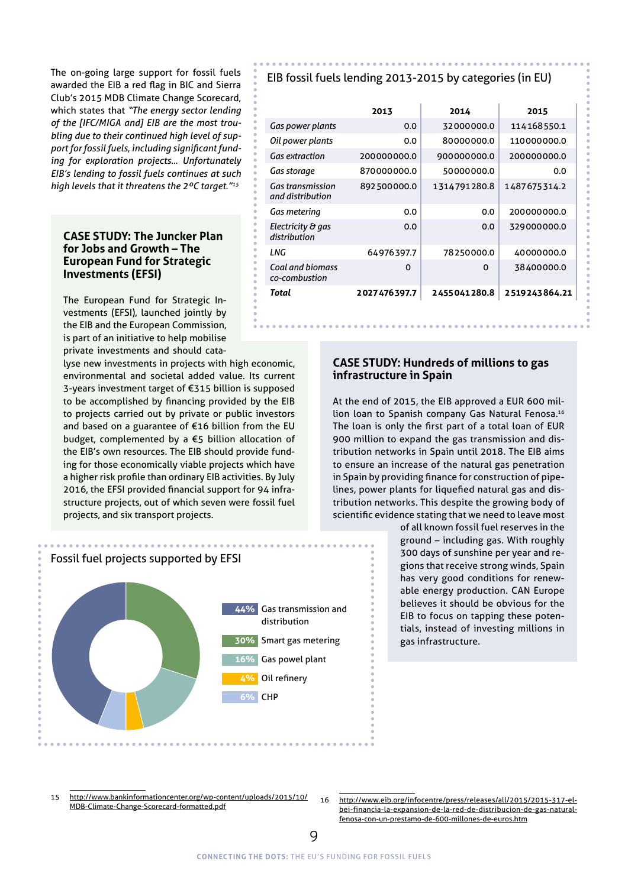The on-going large support for fossil fuels awarded the EIB a red flag in BIC and Sierra Club's 2015 MDB Climate Change Scorecard, which states that *"The energy sector lending of the [IFC/MIGA and] EIB are the most troubling due to their continued high level of support for fossil fuels, including significant funding for exploration projects... Unfortunately EIB's lending to fossil fuels continues at such high levels that it threatens the 2°C target."*[15]

EIB fossil fuels lending 2013-2015 by categories (in EU)

| | 2013 | 2014 | 2015 |
|---|---|---|---|
| *Gas power plants* | 0.0 | 32000000.0 | 114168550.1 |
| *Oil power plants* | 0.0 | 80000000.0 | 110000000.0 |
| *Gas extraction* | 200000000.0 | 900000000.0 | 200000000.0 |
| *Gas storage* | 870000000.0 | 50000000.0 | 0.0 |
| *Gas transmission and distribution* | 892500000.0 | 1314791280.8 | 1487675314.2 |
| *Gas metering* | 0.0 | 0.0 | 200000000.0 |
| *Electricity & gas distribution* | 0.0 | 0.0 | 329000000.0 |
| *LNG* | 64976397.7 | 78250000.0 | 40000000.0 |
| *Coal and biomass co-combustion* | 0 | 0 | 38400000.0 |
| ***Total*** | **2027476397.7** | **2455041280.8** | **2519243864.21** |

### CASE STUDY: The Juncker Plan for Jobs and Growth – The European Fund for Strategic Investments (EFSI)

The European Fund for Strategic Investments (EFSI), launched jointly by the EIB and the European Commission, is part of an initiative to help mobilise private investments and should catalyse new investments in projects with high economic, environmental and societal added value. Its current 3-years investment target of €315 billion is supposed to be accomplished by financing provided by the EIB to projects carried out by private or public investors and based on a guarantee of €16 billion from the EU budget, complemented by a €5 billion allocation of the EIB's own resources. The EIB should provide funding for those economically viable projects which have a higher risk profile than ordinary EIB activities. By July 2016, the EFSI provided financial support for 94 infrastructure projects, out of which seven were fossil fuel projects, and six transport projects.

Fossil fuel projects supported by EFSI

- 44% Gas transmission and distribution
- 30% Smart gas metering
- 16% Gas powel plant
- 4% Oil refinery
- 6% CHP

### CASE STUDY: Hundreds of millions to gas infrastructure in Spain

At the end of 2015, the EIB approved a EUR 600 million loan to Spanish company Gas Natural Fenosa.[16] The loan is only the first part of a total loan of EUR 900 million to expand the gas transmission and distribution networks in Spain until 2018. The EIB aims to ensure an increase of the natural gas penetration in Spain by providing finance for construction of pipelines, power plants for liquefied natural gas and distribution networks. This despite the growing body of scientific evidence stating that we need to leave most of all known fossil fuel reserves in the ground – including gas. With roughly 300 days of sunshine per year and regions that receive strong winds, Spain has very good conditions for renewable energy production. CAN Europe believes it should be obvious for the EIB to focus on tapping these potentials, instead of investing millions in gas infrastructure.

15 http://www.bankinformationcenter.org/wp-content/uploads/2015/10/MDB-Climate-Change-Scorecard-formatted.pdf

16 http://www.eib.org/infocentre/press/releases/all/2015/2015-317-el-bei-financia-la-expansion-de-la-red-de-distribucion-de-gas-natural-fenosa-con-un-prestamo-de-600-millones-de-euros.htm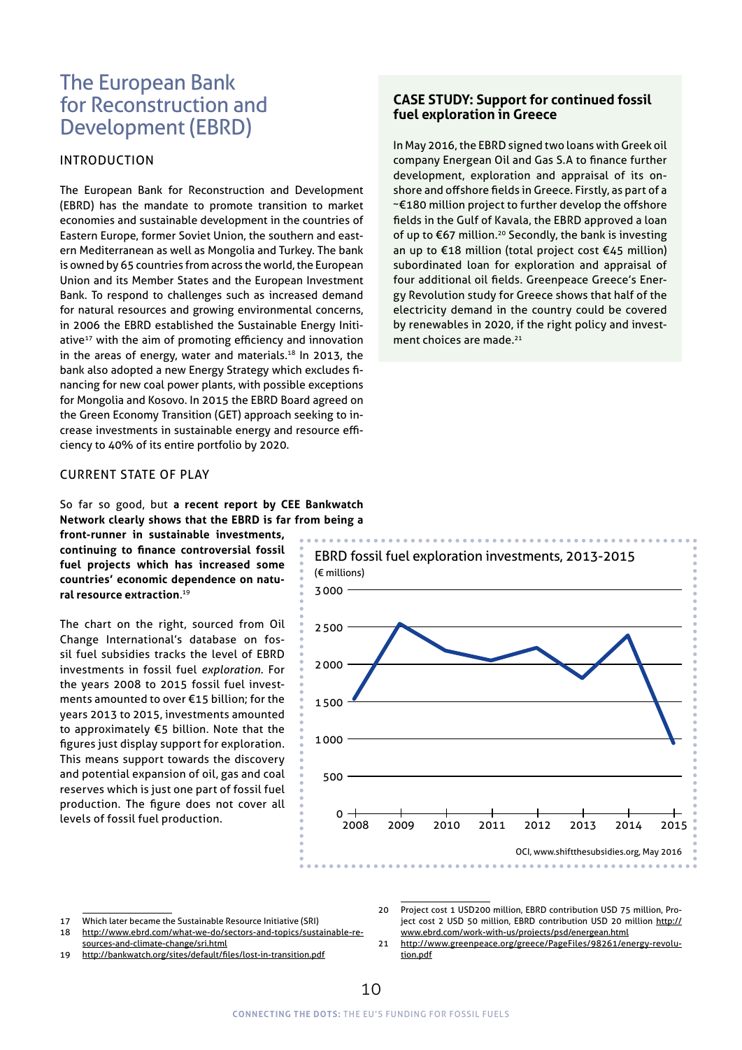# The European Bank for Reconstruction and Development (EBRD)

## INTRODUCTION

The European Bank for Reconstruction and Development (EBRD) has the mandate to promote transition to market economies and sustainable development in the countries of Eastern Europe, former Soviet Union, the southern and eastern Mediterranean as well as Mongolia and Turkey. The bank is owned by 65 countries from across the world, the European Union and its Member States and the European Investment Bank. To respond to challenges such as increased demand for natural resources and growing environmental concerns, in 2006 the EBRD established the Sustainable Energy Initiative[17] with the aim of promoting efficiency and innovation in the areas of energy, water and materials.[18] In 2013, the bank also adopted a new Energy Strategy which excludes financing for new coal power plants, with possible exceptions for Mongolia and Kosovo. In 2015 the EBRD Board agreed on the Green Economy Transition (GET) approach seeking to increase investments in sustainable energy and resource efficiency to 40% of its entire portfolio by 2020.

## CURRENT STATE OF PLAY

So far so good, but **a recent report by CEE Bankwatch Network clearly shows that the EBRD is far from being a front-runner in sustainable investments, continuing to finance controversial fossil fuel projects which has increased some countries' economic dependence on natural resource extraction.**[19]

The chart on the right, sourced from Oil Change International's database on fossil fuel subsidies tracks the level of EBRD investments in fossil fuel *exploration*. For the years 2008 to 2015 fossil fuel investments amounted to over €15 billion; for the years 2013 to 2015, investments amounted to approximately €5 billion. Note that the figures just display support for exploration. This means support towards the discovery and potential expansion of oil, gas and coal reserves which is just one part of fossil fuel production. The figure does not cover all levels of fossil fuel production.

### CASE STUDY: Support for continued fossil fuel exploration in Greece

In May 2016, the EBRD signed two loans with Greek oil company Energean Oil and Gas S.A to finance further development, exploration and appraisal of its onshore and offshore fields in Greece. Firstly, as part of a ~€180 million project to further develop the offshore fields in the Gulf of Kavala, the EBRD approved a loan of up to €67 million.[20] Secondly, the bank is investing an up to €18 million (total project cost €45 million) subordinated loan for exploration and appraisal of four additional oil fields. Greenpeace Greece's Energy Revolution study for Greece shows that half of the electricity demand in the country could be covered by renewables in 2020, if the right policy and investment choices are made.[21]

EBRD fossil fuel exploration investments, 2013-2015
(€ millions)

OCI, www.shiftthesubsidies.org, May 2016

---

17 Which later became the Sustainable Resource Initiative (SRI)

18 http://www.ebrd.com/what-we-do/sectors-and-topics/sustainable-resources-and-climate-change/sri.html

19 http://bankwatch.org/sites/default/files/lost-in-transition.pdf

20 Project cost 1 USD200 million, EBRD contribution USD 75 million, Project cost 2 USD 50 million, EBRD contribution USD 20 million http://www.ebrd.com/work-with-us/projects/psd/energean.html

21 http://www.greenpeace.org/greece/PageFiles/98261/energy-revolution.pdf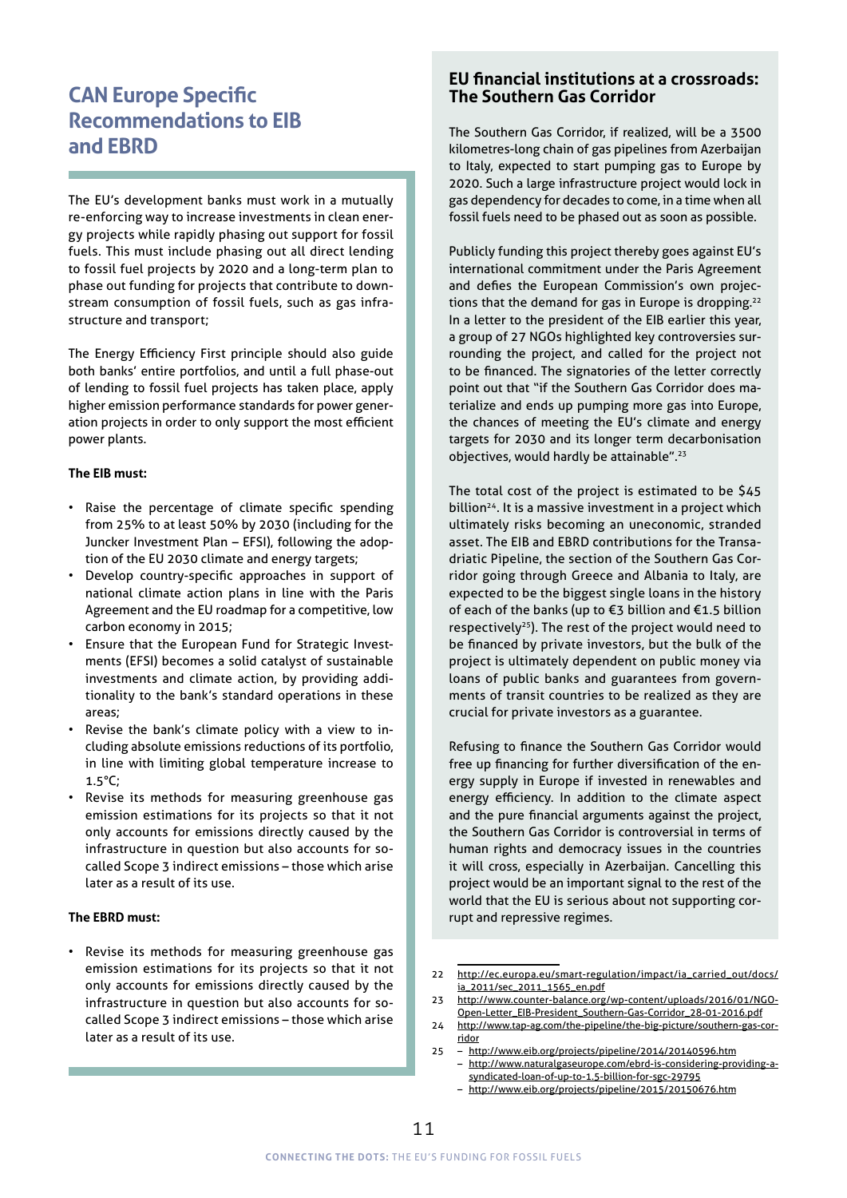## CAN Europe Specific Recommendations to EIB and EBRD

The EU's development banks must work in a mutually re-enforcing way to increase investments in clean energy projects while rapidly phasing out support for fossil fuels. This must include phasing out all direct lending to fossil fuel projects by 2020 and a long-term plan to phase out funding for projects that contribute to downstream consumption of fossil fuels, such as gas infrastructure and transport;

The Energy Efficiency First principle should also guide both banks' entire portfolios, and until a full phase-out of lending to fossil fuel projects has taken place, apply higher emission performance standards for power generation projects in order to only support the most efficient power plants.

**The EIB must:**

- Raise the percentage of climate specific spending from 25% to at least 50% by 2030 (including for the Juncker Investment Plan – EFSI), following the adoption of the EU 2030 climate and energy targets;
- Develop country-specific approaches in support of national climate action plans in line with the Paris Agreement and the EU roadmap for a competitive, low carbon economy in 2015;
- Ensure that the European Fund for Strategic Investments (EFSI) becomes a solid catalyst of sustainable investments and climate action, by providing additionality to the bank's standard operations in these areas;
- Revise the bank's climate policy with a view to including absolute emissions reductions of its portfolio, in line with limiting global temperature increase to 1.5°C;
- Revise its methods for measuring greenhouse gas emission estimations for its projects so that it not only accounts for emissions directly caused by the infrastructure in question but also accounts for so-called Scope 3 indirect emissions – those which arise later as a result of its use.

**The EBRD must:**

- Revise its methods for measuring greenhouse gas emission estimations for its projects so that it not only accounts for emissions directly caused by the infrastructure in question but also accounts for so-called Scope 3 indirect emissions – those which arise later as a result of its use.

### EU financial institutions at a crossroads: The Southern Gas Corridor

The Southern Gas Corridor, if realized, will be a 3500 kilometres-long chain of gas pipelines from Azerbaijan to Italy, expected to start pumping gas to Europe by 2020. Such a large infrastructure project would lock in gas dependency for decades to come, in a time when all fossil fuels need to be phased out as soon as possible.

Publicly funding this project thereby goes against EU's international commitment under the Paris Agreement and defies the European Commission's own projections that the demand for gas in Europe is dropping.[22] In a letter to the president of the EIB earlier this year, a group of 27 NGOs highlighted key controversies surrounding the project, and called for the project not to be financed. The signatories of the letter correctly point out that "if the Southern Gas Corridor does materialize and ends up pumping more gas into Europe, the chances of meeting the EU's climate and energy targets for 2030 and its longer term decarbonisation objectives, would hardly be attainable".[23]

The total cost of the project is estimated to be $45 billion[24]. It is a massive investment in a project which ultimately risks becoming an uneconomic, stranded asset. The EIB and EBRD contributions for the Transadriatic Pipeline, the section of the Southern Gas Corridor going through Greece and Albania to Italy, are expected to be the biggest single loans in the history of each of the banks (up to €3 billion and €1.5 billion respectively[25]). The rest of the project would need to be financed by private investors, but the bulk of the project is ultimately dependent on public money via loans of public banks and guarantees from governments of transit countries to be realized as they are crucial for private investors as a guarantee.

Refusing to finance the Southern Gas Corridor would free up financing for further diversification of the energy supply in Europe if invested in renewables and energy efficiency. In addition to the climate aspect and the pure financial arguments against the project, the Southern Gas Corridor is controversial in terms of human rights and democracy issues in the countries it will cross, especially in Azerbaijan. Cancelling this project would be an important signal to the rest of the world that the EU is serious about not supporting corrupt and repressive regimes.

---

22 http://ec.europa.eu/smart-regulation/impact/ia_carried_out/docs/ia_2011/sec_2011_1565_en.pdf

23 http://www.counter-balance.org/wp-content/uploads/2016/01/NGO-Open-Letter_EIB-President_Southern-Gas-Corridor_28-01-2016.pdf

24 http://www.tap-ag.com/the-pipeline/the-big-picture/southern-gas-corridor

25 – http://www.eib.org/projects/pipeline/2014/20140596.htm
– http://www.naturalgaseurope.com/ebrd-is-considering-providing-a-syndicated-loan-of-up-to-1.5-billion-for-sgc-29795
– http://www.eib.org/projects/pipeline/2015/20150676.htm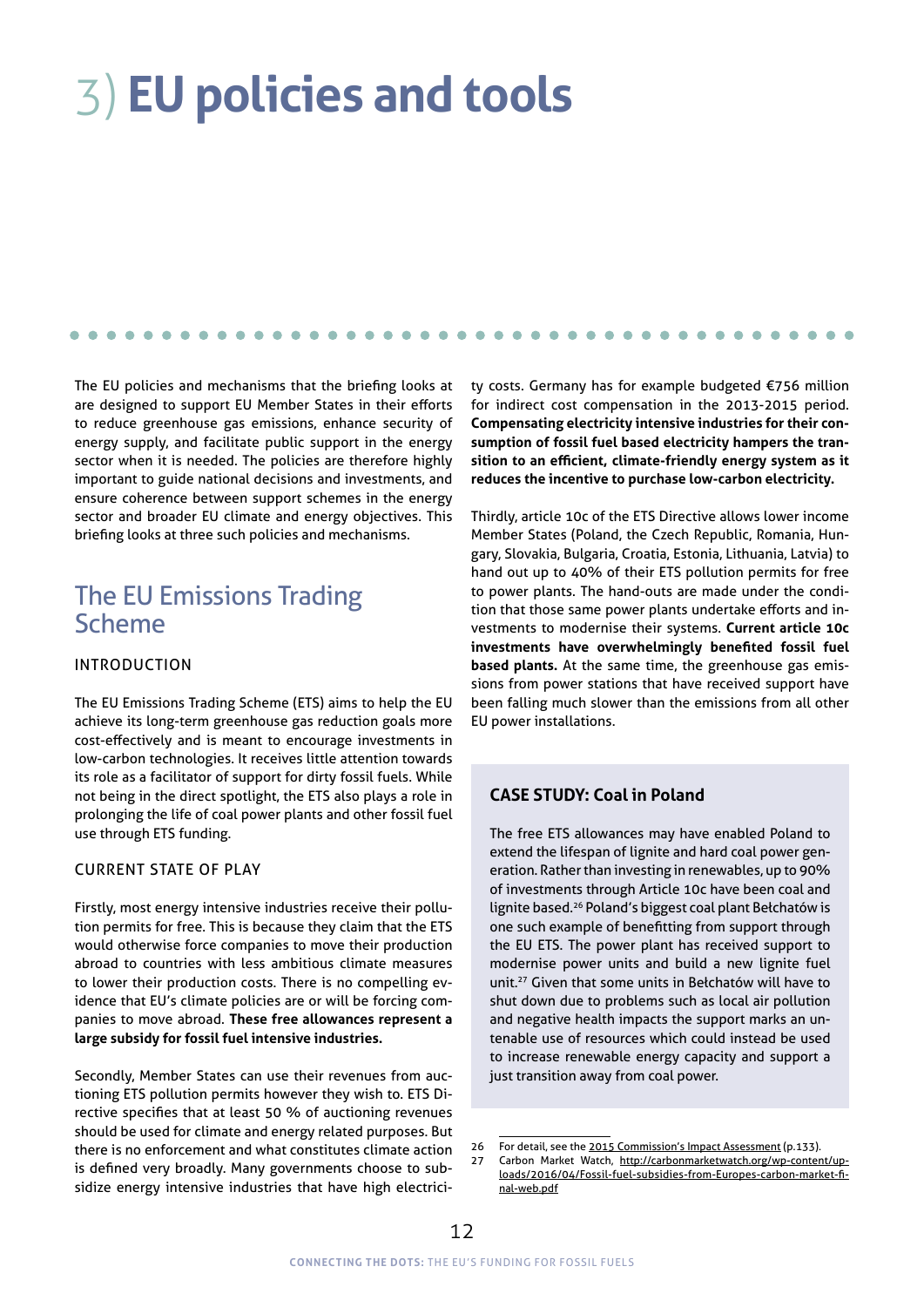# 3) EU policies and tools

The EU policies and mechanisms that the briefing looks at are designed to support EU Member States in their efforts to reduce greenhouse gas emissions, enhance security of energy supply, and facilitate public support in the energy sector when it is needed. The policies are therefore highly important to guide national decisions and investments, and ensure coherence between support schemes in the energy sector and broader EU climate and energy objectives. This briefing looks at three such policies and mechanisms.

## The EU Emissions Trading Scheme

### INTRODUCTION

The EU Emissions Trading Scheme (ETS) aims to help the EU achieve its long-term greenhouse gas reduction goals more cost-effectively and is meant to encourage investments in low-carbon technologies. It receives little attention towards its role as a facilitator of support for dirty fossil fuels. While not being in the direct spotlight, the ETS also plays a role in prolonging the life of coal power plants and other fossil fuel use through ETS funding.

### CURRENT STATE OF PLAY

Firstly, most energy intensive industries receive their pollution permits for free. This is because they claim that the ETS would otherwise force companies to move their production abroad to countries with less ambitious climate measures to lower their production costs. There is no compelling evidence that EU's climate policies are or will be forcing companies to move abroad. **These free allowances represent a large subsidy for fossil fuel intensive industries.**

Secondly, Member States can use their revenues from auctioning ETS pollution permits however they wish to. ETS Directive specifies that at least 50 % of auctioning revenues should be used for climate and energy related purposes. But there is no enforcement and what constitutes climate action is defined very broadly. Many governments choose to subsidize energy intensive industries that have high electricity costs. Germany has for example budgeted €756 million for indirect cost compensation in the 2013-2015 period. **Compensating electricity intensive industries for their consumption of fossil fuel based electricity hampers the transition to an efficient, climate-friendly energy system as it reduces the incentive to purchase low-carbon electricity.**

Thirdly, article 10c of the ETS Directive allows lower income Member States (Poland, the Czech Republic, Romania, Hungary, Slovakia, Bulgaria, Croatia, Estonia, Lithuania, Latvia) to hand out up to 40% of their ETS pollution permits for free to power plants. The hand-outs are made under the condition that those same power plants undertake efforts and investments to modernise their systems. **Current article 10c investments have overwhelmingly benefited fossil fuel based plants.** At the same time, the greenhouse gas emissions from power stations that have received support have been falling much slower than the emissions from all other EU power installations.

### CASE STUDY: Coal in Poland

The free ETS allowances may have enabled Poland to extend the lifespan of lignite and hard coal power generation. Rather than investing in renewables, up to 90% of investments through Article 10c have been coal and lignite based.[26] Poland's biggest coal plant Bełchatów is one such example of benefitting from support through the EU ETS. The power plant has received support to modernise power units and build a new lignite fuel unit.[27] Given that some units in Bełchatów will have to shut down due to problems such as local air pollution and negative health impacts the support marks an untenable use of resources which could instead be used to increase renewable energy capacity and support a just transition away from coal power.

---

26 For detail, see the 2015 Commission's Impact Assessment (p.133).

27 Carbon Market Watch, http://carbonmarketwatch.org/wp-content/uploads/2016/04/Fossil-fuel-subsidies-from-Europes-carbon-market-final-web.pdf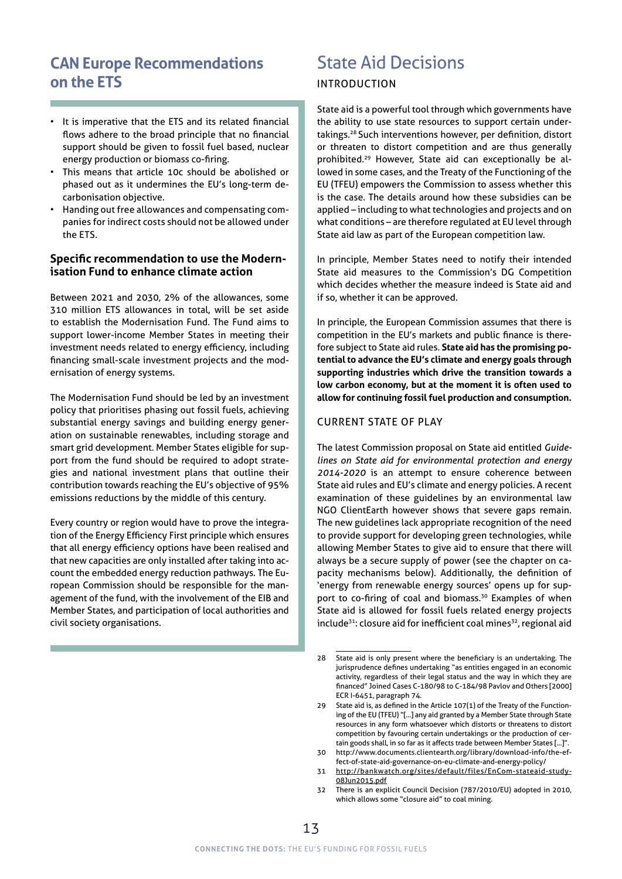## CAN Europe Recommendations on the ETS

- It is imperative that the ETS and its related financial flows adhere to the broad principle that no financial support should be given to fossil fuel based, nuclear energy production or biomass co-firing.
- This means that article 10c should be abolished or phased out as it undermines the EU's long-term decarbonisation objective.
- Handing out free allowances and compensating companies for indirect costs should not be allowed under the ETS.

### Specific recommendation to use the Modernisation Fund to enhance climate action

Between 2021 and 2030, 2% of the allowances, some 310 million ETS allowances in total, will be set aside to establish the Modernisation Fund. The Fund aims to support lower-income Member States in meeting their investment needs related to energy efficiency, including financing small-scale investment projects and the modernisation of energy systems.

The Modernisation Fund should be led by an investment policy that prioritises phasing out fossil fuels, achieving substantial energy savings and building energy generation on sustainable renewables, including storage and smart grid development. Member States eligible for support from the fund should be required to adopt strategies and national investment plans that outline their contribution towards reaching the EU's objective of 95% emissions reductions by the middle of this century.

Every country or region would have to prove the integration of the Energy Efficiency First principle which ensures that all energy efficiency options have been realised and that new capacities are only installed after taking into account the embedded energy reduction pathways. The European Commission should be responsible for the management of the fund, with the involvement of the EIB and Member States, and participation of local authorities and civil society organisations.

# State Aid Decisions

## INTRODUCTION

State aid is a powerful tool through which governments have the ability to use state resources to support certain undertakings.[28] Such interventions however, per definition, distort or threaten to distort competition and are thus generally prohibited.[29] However, State aid can exceptionally be allowed in some cases, and the Treaty of the Functioning of the EU (TFEU) empowers the Commission to assess whether this is the case. The details around how these subsidies can be applied – including to what technologies and projects and on what conditions – are therefore regulated at EU level through State aid law as part of the European competition law.

In principle, Member States need to notify their intended State aid measures to the Commission's DG Competition which decides whether the measure indeed is State aid and if so, whether it can be approved.

In principle, the European Commission assumes that there is competition in the EU's markets and public finance is therefore subject to State aid rules. **State aid has the promising potential to advance the EU's climate and energy goals through supporting industries which drive the transition towards a low carbon economy, but at the moment it is often used to allow for continuing fossil fuel production and consumption.**

## CURRENT STATE OF PLAY

The latest Commission proposal on State aid entitled *Guidelines on State aid for environmental protection and energy 2014-2020* is an attempt to ensure coherence between State aid rules and EU's climate and energy policies. A recent examination of these guidelines by an environmental law NGO ClientEarth however shows that severe gaps remain. The new guidelines lack appropriate recognition of the need to provide support for developing green technologies, while allowing Member States to give aid to ensure that there will always be a secure supply of power (see the chapter on capacity mechanisms below). Additionally, the definition of 'energy from renewable energy sources' opens up for support to co-firing of coal and biomass.[30] Examples of when State aid is allowed for fossil fuels related energy projects include[31]: closure aid for inefficient coal mines[32], regional aid

---

28 State aid is only present where the beneficiary is an undertaking. The jurisprudence defines undertaking "as entities engaged in an economic activity, regardless of their legal status and the way in which they are financed" Joined Cases C-180/98 to C-184/98 Pavlov and Others [2000] ECR I-6451, paragraph 74.

29 State aid is, as defined in the Article 107(1) of the Treaty of the Functioning of the EU (TFEU) "[...] any aid granted by a Member State through State resources in any form whatsoever which distorts or threatens to distort competition by favouring certain undertakings or the production of certain goods shall, in so far as it affects trade between Member States [...]".

30 http://www.documents.clientearth.org/library/download-info/the-effect-of-state-aid-governance-on-eu-climate-and-energy-policy/

31 http://bankwatch.org/sites/default/files/EnCom-stateaid-study-08Jun2015.pdf

32 There is an explicit Council Decision (787/2010/EU) adopted in 2010, which allows some "closure aid" to coal mining.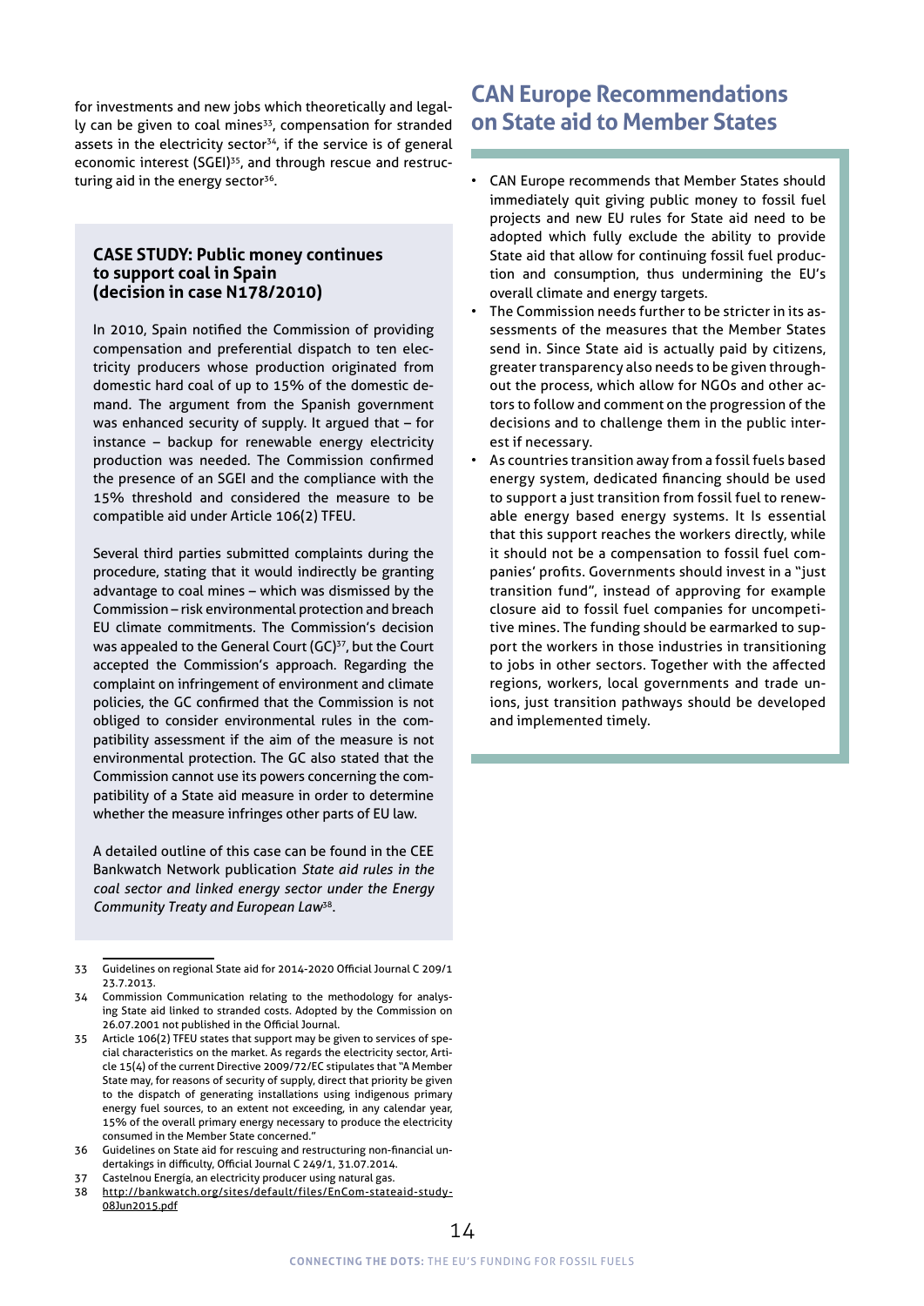for investments and new jobs which theoretically and legally can be given to coal mines[33], compensation for stranded assets in the electricity sector[34], if the service is of general economic interest (SGEI)[35], and through rescue and restructuring aid in the energy sector[36].

### CASE STUDY: Public money continues to support coal in Spain (decision in case N178/2010)

In 2010, Spain notified the Commission of providing compensation and preferential dispatch to ten electricity producers whose production originated from domestic hard coal of up to 15% of the domestic demand. The argument from the Spanish government was enhanced security of supply. It argued that – for instance – backup for renewable energy electricity production was needed. The Commission confirmed the presence of an SGEI and the compliance with the 15% threshold and considered the measure to be compatible aid under Article 106(2) TFEU.

Several third parties submitted complaints during the procedure, stating that it would indirectly be granting advantage to coal mines – which was dismissed by the Commission – risk environmental protection and breach EU climate commitments. The Commission's decision was appealed to the General Court (GC)[37], but the Court accepted the Commission's approach. Regarding the complaint on infringement of environment and climate policies, the GC confirmed that the Commission is not obliged to consider environmental rules in the compatibility assessment if the aim of the measure is not environmental protection. The GC also stated that the Commission cannot use its powers concerning the compatibility of a State aid measure in order to determine whether the measure infringes other parts of EU law.

A detailed outline of this case can be found in the CEE Bankwatch Network publication *State aid rules in the coal sector and linked energy sector under the Energy Community Treaty and European Law*[38].

## CAN Europe Recommendations on State aid to Member States

- CAN Europe recommends that Member States should immediately quit giving public money to fossil fuel projects and new EU rules for State aid need to be adopted which fully exclude the ability to provide State aid that allow for continuing fossil fuel production and consumption, thus undermining the EU's overall climate and energy targets.
- The Commission needs further to be stricter in its assessments of the measures that the Member States send in. Since State aid is actually paid by citizens, greater transparency also needs to be given throughout the process, which allow for NGOs and other actors to follow and comment on the progression of the decisions and to challenge them in the public interest if necessary.
- As countries transition away from a fossil fuels based energy system, dedicated financing should be used to support a just transition from fossil fuel to renewable energy based energy systems. It Is essential that this support reaches the workers directly, while it should not be a compensation to fossil fuel companies' profits. Governments should invest in a "just transition fund", instead of approving for example closure aid to fossil fuel companies for uncompetitive mines. The funding should be earmarked to support the workers in those industries in transitioning to jobs in other sectors. Together with the affected regions, workers, local governments and trade unions, just transition pathways should be developed and implemented timely.

---

33 Guidelines on regional State aid for 2014-2020 Official Journal C 209/1 23.7.2013.

34 Commission Communication relating to the methodology for analysing State aid linked to stranded costs. Adopted by the Commission on 26.07.2001 not published in the Official Journal.

35 Article 106(2) TFEU states that support may be given to services of special characteristics on the market. As regards the electricity sector, Article 15(4) of the current Directive 2009/72/EC stipulates that "A Member State may, for reasons of security of supply, direct that priority be given to the dispatch of generating installations using indigenous primary energy fuel sources, to an extent not exceeding, in any calendar year, 15% of the overall primary energy necessary to produce the electricity consumed in the Member State concerned."

36 Guidelines on State aid for rescuing and restructuring non-financial undertakings in difficulty, Official Journal C 249/1, 31.07.2014.

37 Castelnou Energia, an electricity producer using natural gas.

38 http://bankwatch.org/sites/default/files/EnCom-stateaid-study-08Jun2015.pdf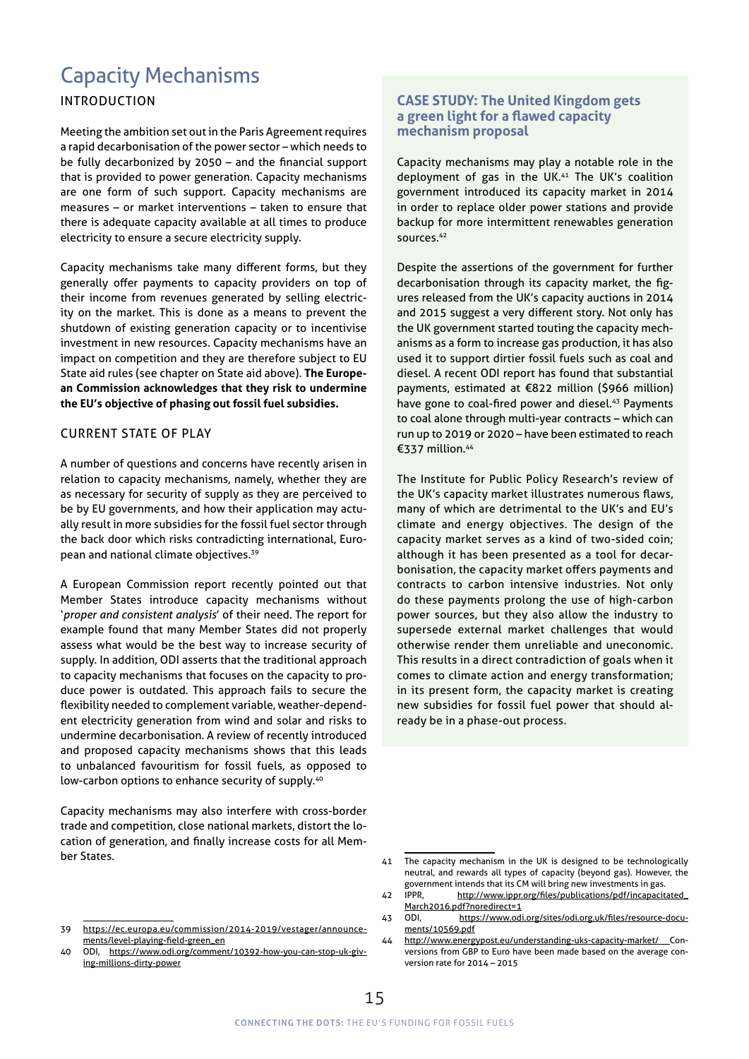# Capacity Mechanisms

## INTRODUCTION

Meeting the ambition set out in the Paris Agreement requires a rapid decarbonisation of the power sector – which needs to be fully decarbonized by 2050 – and the financial support that is provided to power generation. Capacity mechanisms are one form of such support. Capacity mechanisms are measures – or market interventions – taken to ensure that there is adequate capacity available at all times to produce electricity to ensure a secure electricity supply.

Capacity mechanisms take many different forms, but they generally offer payments to capacity providers on top of their income from revenues generated by selling electricity on the market. This is done as a means to prevent the shutdown of existing generation capacity or to incentivise investment in new resources. Capacity mechanisms have an impact on competition and they are therefore subject to EU State aid rules (see chapter on State aid above). **The European Commission acknowledges that they risk to undermine the EU's objective of phasing out fossil fuel subsidies.**

## CURRENT STATE OF PLAY

A number of questions and concerns have recently arisen in relation to capacity mechanisms, namely, whether they are as necessary for security of supply as they are perceived to be by EU governments, and how their application may actually result in more subsidies for the fossil fuel sector through the back door which risks contradicting international, European and national climate objectives.[39]

A European Commission report recently pointed out that Member States introduce capacity mechanisms without '*proper and consistent analysis*' of their need. The report for example found that many Member States did not properly assess what would be the best way to increase security of supply. In addition, ODI asserts that the traditional approach to capacity mechanisms that focuses on the capacity to produce power is outdated. This approach fails to secure the flexibility needed to complement variable, weather-dependent electricity generation from wind and solar and risks to undermine decarbonisation. A review of recently introduced and proposed capacity mechanisms shows that this leads to unbalanced favouritism for fossil fuels, as opposed to low-carbon options to enhance security of supply.[40]

Capacity mechanisms may also interfere with cross-border trade and competition, close national markets, distort the location of generation, and finally increase costs for all Member States.

### CASE STUDY: The United Kingdom gets a green light for a flawed capacity mechanism proposal

Capacity mechanisms may play a notable role in the deployment of gas in the UK.[41] The UK's coalition government introduced its capacity market in 2014 in order to replace older power stations and provide backup for more intermittent renewables generation sources.[42]

Despite the assertions of the government for further decarbonisation through its capacity market, the figures released from the UK's capacity auctions in 2014 and 2015 suggest a very different story. Not only has the UK government started touting the capacity mechanisms as a form to increase gas production, it has also used it to support dirtier fossil fuels such as coal and diesel. A recent ODI report has found that substantial payments, estimated at €822 million ($966 million) have gone to coal-fired power and diesel.[43] Payments to coal alone through multi-year contracts – which can run up to 2019 or 2020 – have been estimated to reach €337 million.[44]

The Institute for Public Policy Research's review of the UK's capacity market illustrates numerous flaws, many of which are detrimental to the UK's and EU's climate and energy objectives. The design of the capacity market serves as a kind of two-sided coin; although it has been presented as a tool for decarbonisation, the capacity market offers payments and contracts to carbon intensive industries. Not only do these payments prolong the use of high-carbon power sources, but they also allow the industry to supersede external market challenges that would otherwise render them unreliable and uneconomic. This results in a direct contradiction of goals when it comes to climate action and energy transformation; in its present form, the capacity market is creating new subsidies for fossil fuel power that should already be in a phase-out process.

---

39 https://ec.europa.eu/commission/2014-2019/vestager/announcements/level-playing-field-green_en

40 ODI, https://www.odi.org/comment/10392-how-you-can-stop-uk-giving-millions-dirty-power

41 The capacity mechanism in the UK is designed to be technologically neutral, and rewards all types of capacity (beyond gas). However, the government intends that its CM will bring new investments in gas.

42 IPPR, http://www.ippr.org/files/publications/pdf/incapacitated_March2016.pdf?noredirect=1

43 ODI, https://www.odi.org/sites/odi.org.uk/files/resource-documents/10569.pdf

44 http://www.energypost.eu/understanding-uks-capacity-market/ Conversions from GBP to Euro have been made based on the average conversion rate for 2014 – 2015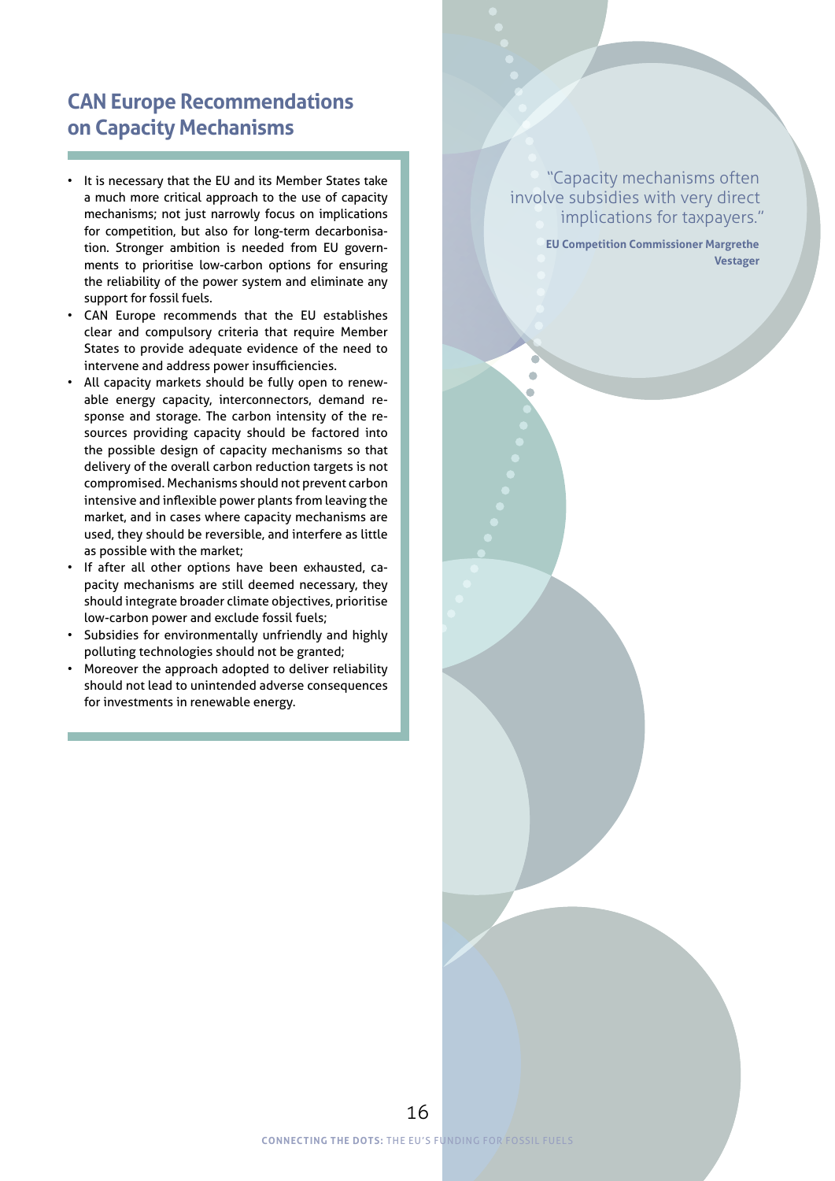## CAN Europe Recommendations on Capacity Mechanisms

- It is necessary that the EU and its Member States take a much more critical approach to the use of capacity mechanisms; not just narrowly focus on implications for competition, but also for long-term decarbonisation. Stronger ambition is needed from EU governments to prioritise low-carbon options for ensuring the reliability of the power system and eliminate any support for fossil fuels.
- CAN Europe recommends that the EU establishes clear and compulsory criteria that require Member States to provide adequate evidence of the need to intervene and address power insufficiencies.
- All capacity markets should be fully open to renewable energy capacity, interconnectors, demand response and storage. The carbon intensity of the resources providing capacity should be factored into the possible design of capacity mechanisms so that delivery of the overall carbon reduction targets is not compromised. Mechanisms should not prevent carbon intensive and inflexible power plants from leaving the market, and in cases where capacity mechanisms are used, they should be reversible, and interfere as little as possible with the market;
- If after all other options have been exhausted, capacity mechanisms are still deemed necessary, they should integrate broader climate objectives, prioritise low-carbon power and exclude fossil fuels;
- Subsidies for environmentally unfriendly and highly polluting technologies should not be granted;
- Moreover the approach adopted to deliver reliability should not lead to unintended adverse consequences for investments in renewable energy.

"Capacity mechanisms often involve subsidies with very direct implications for taxpayers."

**EU Competition Commissioner Margrethe Vestager**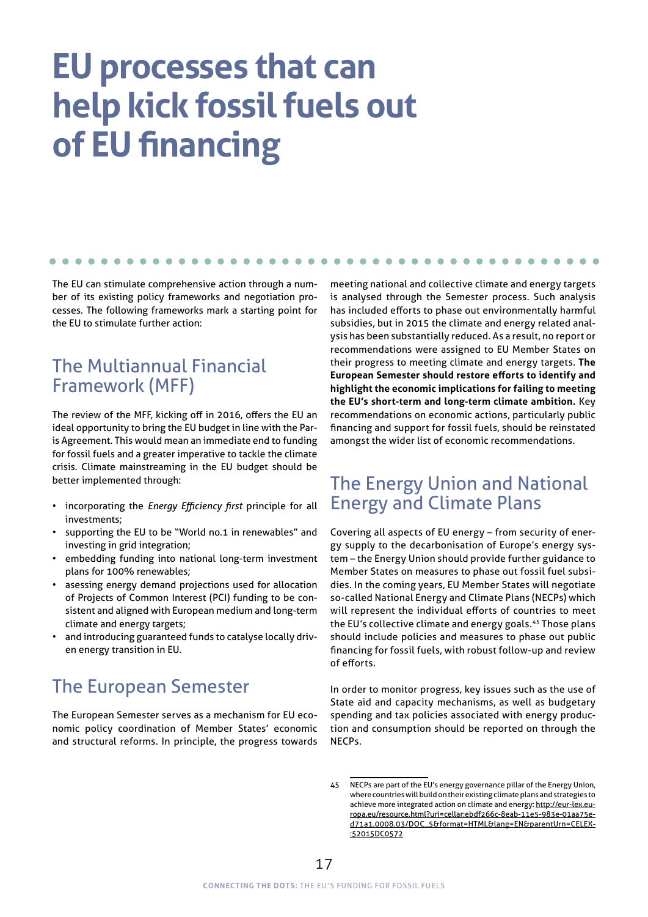# EU processes that can help kick fossil fuels out of EU financing

The EU can stimulate comprehensive action through a number of its existing policy frameworks and negotiation processes. The following frameworks mark a starting point for the EU to stimulate further action:

## The Multiannual Financial Framework (MFF)

The review of the MFF, kicking off in 2016, offers the EU an ideal opportunity to bring the EU budget in line with the Paris Agreement. This would mean an immediate end to funding for fossil fuels and a greater imperative to tackle the climate crisis. Climate mainstreaming in the EU budget should be better implemented through:

- incorporating the *Energy Efficiency first* principle for all investments;
- supporting the EU to be "World no.1 in renewables" and investing in grid integration;
- embedding funding into national long-term investment plans for 100% renewables;
- asessing energy demand projections used for allocation of Projects of Common Interest (PCI) funding to be consistent and aligned with European medium and long-term climate and energy targets;
- and introducing guaranteed funds to catalyse locally driven energy transition in EU.

## The European Semester

The European Semester serves as a mechanism for EU economic policy coordination of Member States' economic and structural reforms. In principle, the progress towards meeting national and collective climate and energy targets is analysed through the Semester process. Such analysis has included efforts to phase out environmentally harmful subsidies, but in 2015 the climate and energy related analysis has been substantially reduced. As a result, no report or recommendations were assigned to EU Member States on their progress to meeting climate and energy targets. **The European Semester should restore efforts to identify and highlight the economic implications for failing to meeting the EU's short-term and long-term climate ambition.** Key recommendations on economic actions, particularly public financing and support for fossil fuels, should be reinstated amongst the wider list of economic recommendations.

## The Energy Union and National Energy and Climate Plans

Covering all aspects of EU energy – from security of energy supply to the decarbonisation of Europe's energy system – the Energy Union should provide further guidance to Member States on measures to phase out fossil fuel subsidies. In the coming years, EU Member States will negotiate so-called National Energy and Climate Plans (NECPs) which will represent the individual efforts of countries to meet the EU's collective climate and energy goals.[45] Those plans should include policies and measures to phase out public financing for fossil fuels, with robust follow-up and review of efforts.

In order to monitor progress, key issues such as the use of State aid and capacity mechanisms, as well as budgetary spending and tax policies associated with energy production and consumption should be reported on through the NECPs.

---

45 NECPs are part of the EU's energy governance pillar of the Energy Union, where countries will build on their existing climate plans and strategies to achieve more integrated action on climate and energy: http://eur-lex.europa.eu/resource.html?uri=cellar:ebdf266c-8eab-11e5-983e-01aa75ed71a1.0008.03/DOC_5&format=HTML&lang=EN&parentUrn=CELEX:52015DC0572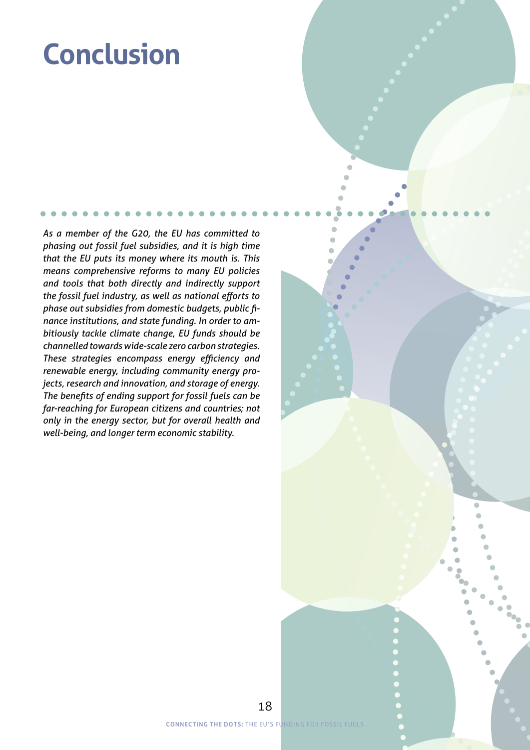# Conclusion

*As a member of the G20, the EU has committed to phasing out fossil fuel subsidies, and it is high time that the EU puts its money where its mouth is. This means comprehensive reforms to many EU policies and tools that both directly and indirectly support the fossil fuel industry, as well as national efforts to phase out subsidies from domestic budgets, public finance institutions, and state funding. In order to ambitiously tackle climate change, EU funds should be channelled towards wide-scale zero carbon strategies. These strategies encompass energy efficiency and renewable energy, including community energy projects, research and innovation, and storage of energy. The benefits of ending support for fossil fuels can be far-reaching for European citizens and countries; not only in the energy sector, but for overall health and well-being, and longer term economic stability.*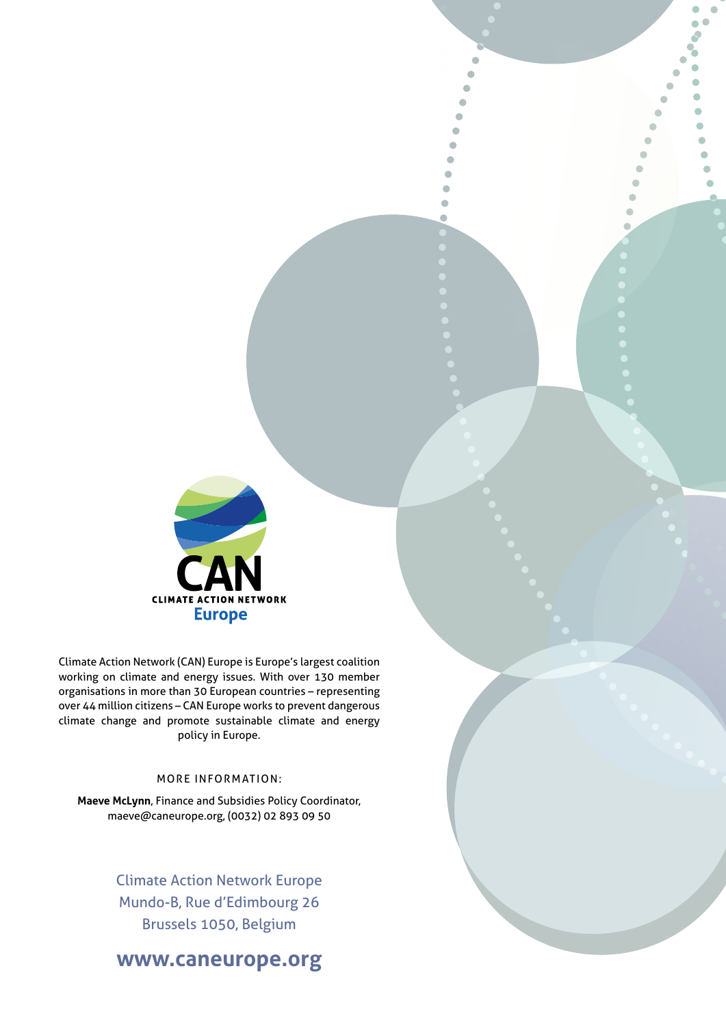CAN

CLIMATE ACTION NETWORK

Europe

Climate Action Network (CAN) Europe is Europe's largest coalition working on climate and energy issues. With over 130 member organisations in more than 30 European countries – representing over 44 million citizens – CAN Europe works to prevent dangerous climate change and promote sustainable climate and energy policy in Europe.

MORE INFORMATION:

**Maeve McLynn**, Finance and Subsidies Policy Coordinator, maeve@caneurope.org, (0032) 02 893 09 50

Climate Action Network Europe
Mundo-B, Rue d'Edimbourg 26
Brussels 1050, Belgium

**www.caneurope.org**